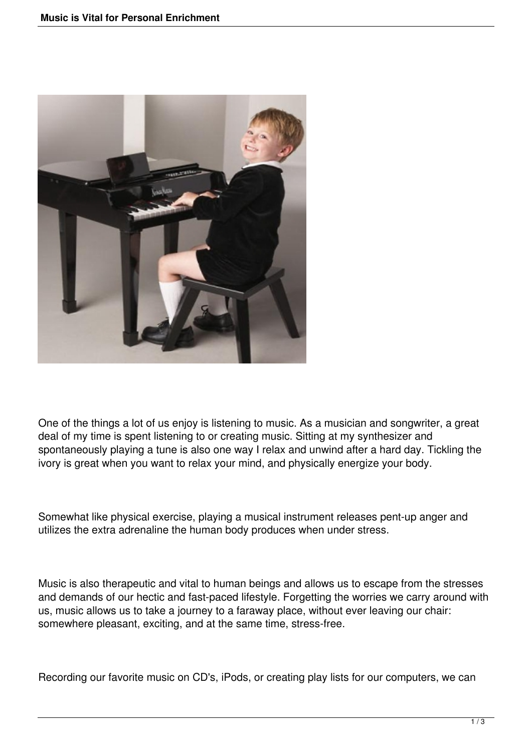One of the things a lot of us enjoy is listening to music. As a musician and songwriter, a great deal of my time is spent listening to or creating music. Sitting at my synthesizer and spontaneously playing a tune is also one way I relax and unwind after a hard day. Tickling the ivory is great when you want to relax your mind, and physically energize your body.

Somewhat like physical exercise, playing a musical instrument releases pent-up anger and utilizes the extra adrenaline the human body produces when under stress.

Music is also therapeutic and vital to human beings and allows us to escape from the stresses and demands of our hectic and fast-paced lifestyle. Forgetting the worries we carry around with us, music allows us to take a journey to a faraway place, without ever leaving our chair: somewhere pleasant, exciting, and at the same time, stress-free.

Recording our favorite music on CD's, iPods, or creating play lists for our computers, we can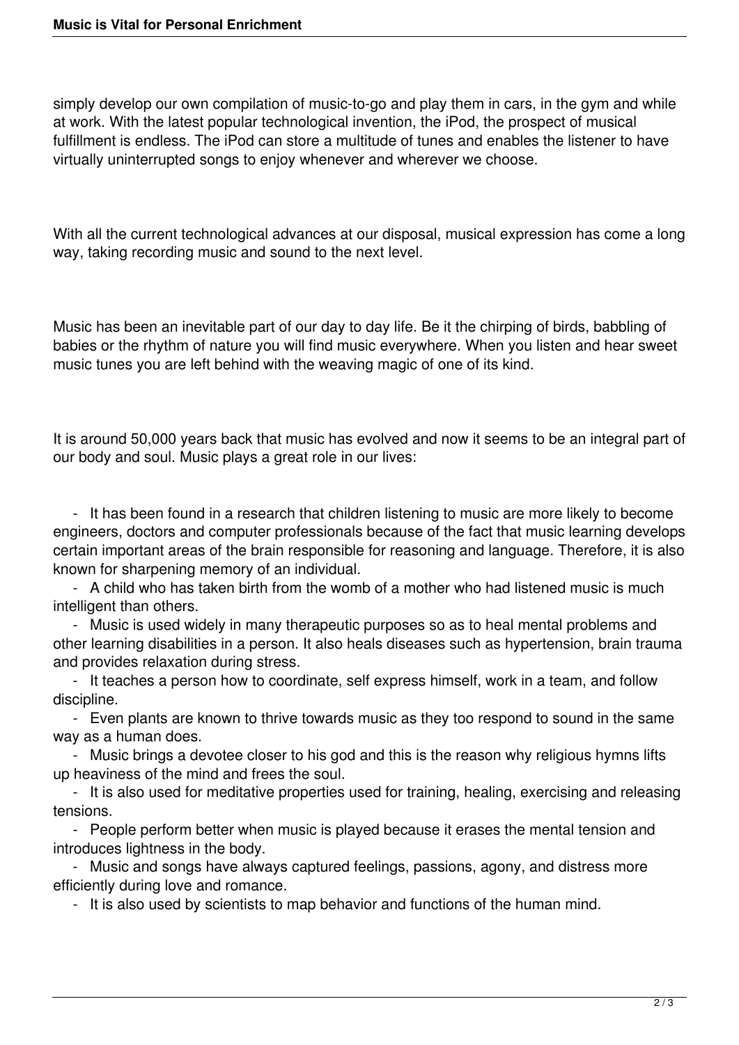simply develop our own compilation of music-to-go and play them in cars, in the gym and while at work. With the latest popular technological invention, the iPod, the prospect of musical fulfillment is endless. The iPod can store a multitude of tunes and enables the listener to have virtually uninterrupted songs to enjoy whenever and wherever we choose.

With all the current technological advances at our disposal, musical expression has come a long way, taking recording music and sound to the next level.

Music has been an inevitable part of our day to day life. Be it the chirping of birds, babbling of babies or the rhythm of nature you will find music everywhere. When you listen and hear sweet music tunes you are left behind with the weaving magic of one of its kind.

It is around 50,000 years back that music has evolved and now it seems to be an integral part of our body and soul. Music plays a great role in our lives:

- It has been found in a research that children listening to music are more likely to become engineers, doctors and computer professionals because of the fact that music learning develops certain important areas of the brain responsible for reasoning and language. Therefore, it is also known for sharpening memory of an individual.
- A child who has taken birth from the womb of a mother who had listened music is much intelligent than others.
- Music is used widely in many therapeutic purposes so as to heal mental problems and other learning disabilities in a person. It also heals diseases such as hypertension, brain trauma and provides relaxation during stress.
- It teaches a person how to coordinate, self express himself, work in a team, and follow discipline.
- Even plants are known to thrive towards music as they too respond to sound in the same way as a human does.
- Music brings a devotee closer to his god and this is the reason why religious hymns lifts up heaviness of the mind and frees the soul.
- It is also used for meditative properties used for training, healing, exercising and releasing tensions.
- People perform better when music is played because it erases the mental tension and introduces lightness in the body.
- Music and songs have always captured feelings, passions, agony, and distress more efficiently during love and romance.
- It is also used by scientists to map behavior and functions of the human mind.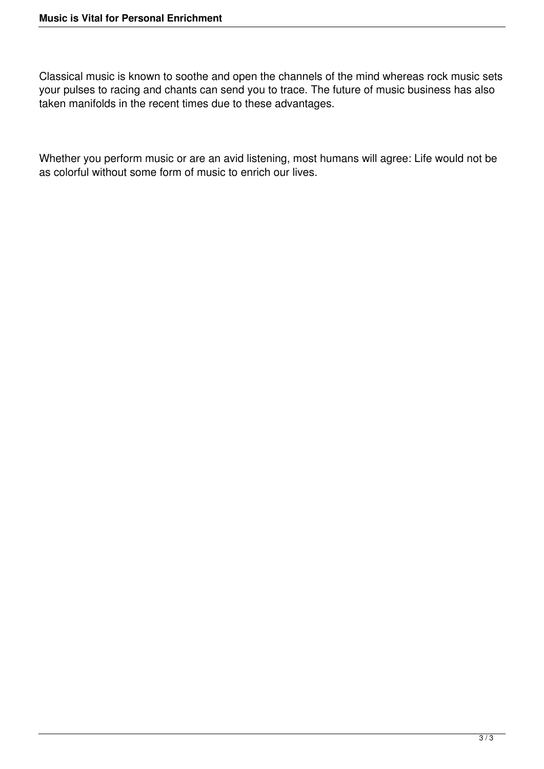Classical music is known to soothe and open the channels of the mind whereas rock music sets your pulses to racing and chants can send you to trace. The future of music business has also taken manifolds in the recent times due to these advantages.

Whether you perform music or are an avid listening, most humans will agree: Life would not be as colorful without some form of music to enrich our lives.